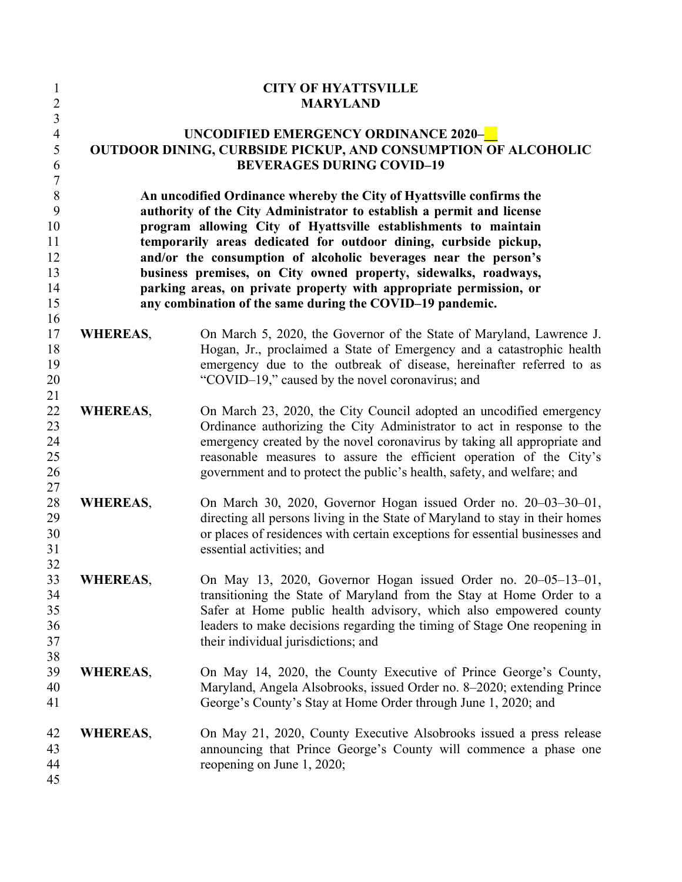# CITY OF HYATTSVILLE
# MARYLAND

## UNCODIFIED EMERGENCY ORDINANCE 2020–__
## OUTDOOR DINING, CURBSIDE PICKUP, AND CONSUMPTION OF ALCOHOLIC BEVERAGES DURING COVID–19

**An uncodified Ordinance whereby the City of Hyattsville confirms the authority of the City Administrator to establish a permit and license program allowing City of Hyattsville establishments to maintain temporarily areas dedicated for outdoor dining, curbside pickup, and/or the consumption of alcoholic beverages near the person's business premises, on City owned property, sidewalks, roadways, parking areas, on private property with appropriate permission, or any combination of the same during the COVID–19 pandemic.**

**WHEREAS**, On March 5, 2020, the Governor of the State of Maryland, Lawrence J. Hogan, Jr., proclaimed a State of Emergency and a catastrophic health emergency due to the outbreak of disease, hereinafter referred to as "COVID–19," caused by the novel coronavirus; and

**WHEREAS**, On March 23, 2020, the City Council adopted an uncodified emergency Ordinance authorizing the City Administrator to act in response to the emergency created by the novel coronavirus by taking all appropriate and reasonable measures to assure the efficient operation of the City's government and to protect the public's health, safety, and welfare; and

**WHEREAS**, On March 30, 2020, Governor Hogan issued Order no. 20–03–30–01, directing all persons living in the State of Maryland to stay in their homes or places of residences with certain exceptions for essential businesses and essential activities; and

**WHEREAS**, On May 13, 2020, Governor Hogan issued Order no. 20–05–13–01, transitioning the State of Maryland from the Stay at Home Order to a Safer at Home public health advisory, which also empowered county leaders to make decisions regarding the timing of Stage One reopening in their individual jurisdictions; and

**WHEREAS**, On May 14, 2020, the County Executive of Prince George's County, Maryland, Angela Alsobrooks, issued Order no. 8–2020; extending Prince George's County's Stay at Home Order through June 1, 2020; and

**WHEREAS**, On May 21, 2020, County Executive Alsobrooks issued a press release announcing that Prince George's County will commence a phase one reopening on June 1, 2020;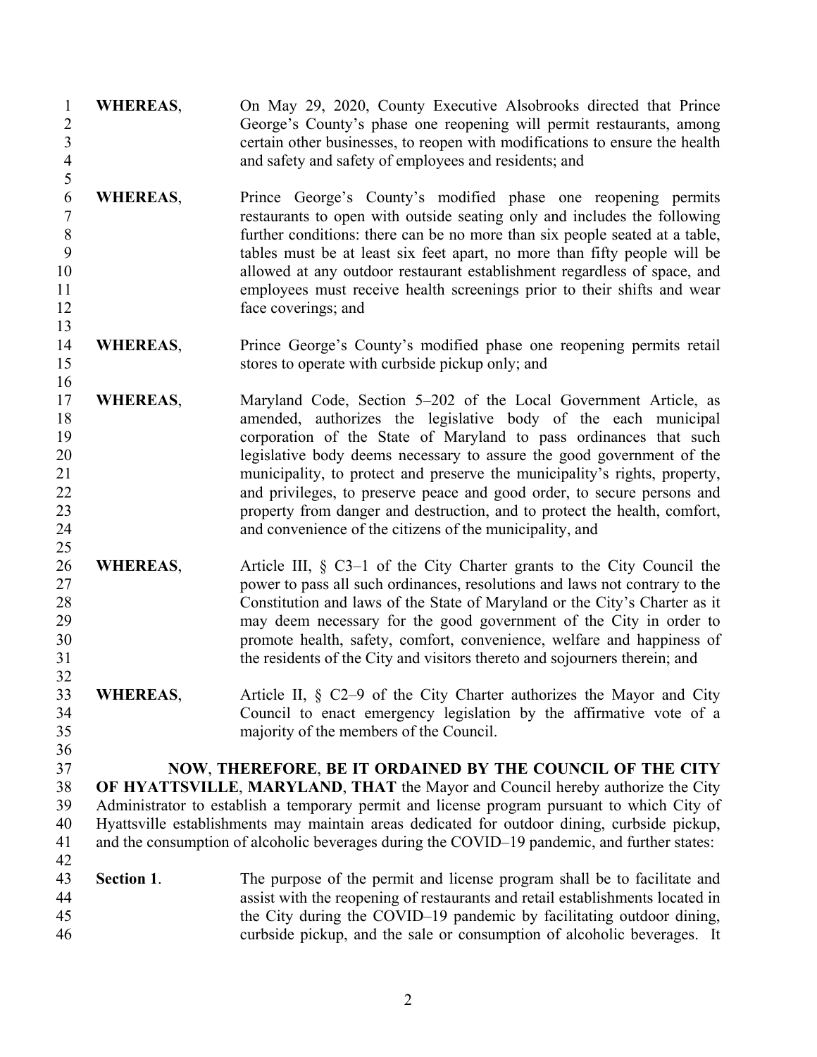**WHEREAS**, On May 29, 2020, County Executive Alsobrooks directed that Prince George's County's phase one reopening will permit restaurants, among certain other businesses, to reopen with modifications to ensure the health and safety and safety of employees and residents; and

**WHEREAS**, Prince George's County's modified phase one reopening permits restaurants to open with outside seating only and includes the following further conditions: there can be no more than six people seated at a table, tables must be at least six feet apart, no more than fifty people will be allowed at any outdoor restaurant establishment regardless of space, and employees must receive health screenings prior to their shifts and wear face coverings; and

**WHEREAS**, Prince George's County's modified phase one reopening permits retail stores to operate with curbside pickup only; and

**WHEREAS**, Maryland Code, Section 5–202 of the Local Government Article, as amended, authorizes the legislative body of the each municipal corporation of the State of Maryland to pass ordinances that such legislative body deems necessary to assure the good government of the municipality, to protect and preserve the municipality's rights, property, and privileges, to preserve peace and good order, to secure persons and property from danger and destruction, and to protect the health, comfort, and convenience of the citizens of the municipality, and

**WHEREAS**, Article III, § C3–1 of the City Charter grants to the City Council the power to pass all such ordinances, resolutions and laws not contrary to the Constitution and laws of the State of Maryland or the City's Charter as it may deem necessary for the good government of the City in order to promote health, safety, comfort, convenience, welfare and happiness of the residents of the City and visitors thereto and sojourners therein; and

**WHEREAS**, Article II, § C2–9 of the City Charter authorizes the Mayor and City Council to enact emergency legislation by the affirmative vote of a majority of the members of the Council.

**NOW**, **THEREFORE**, **BE IT ORDAINED BY THE COUNCIL OF THE CITY OF HYATTSVILLE**, **MARYLAND**, **THAT** the Mayor and Council hereby authorize the City Administrator to establish a temporary permit and license program pursuant to which City of Hyattsville establishments may maintain areas dedicated for outdoor dining, curbside pickup, and the consumption of alcoholic beverages during the COVID–19 pandemic, and further states:

**Section 1**. The purpose of the permit and license program shall be to facilitate and assist with the reopening of restaurants and retail establishments located in the City during the COVID–19 pandemic by facilitating outdoor dining, curbside pickup, and the sale or consumption of alcoholic beverages. It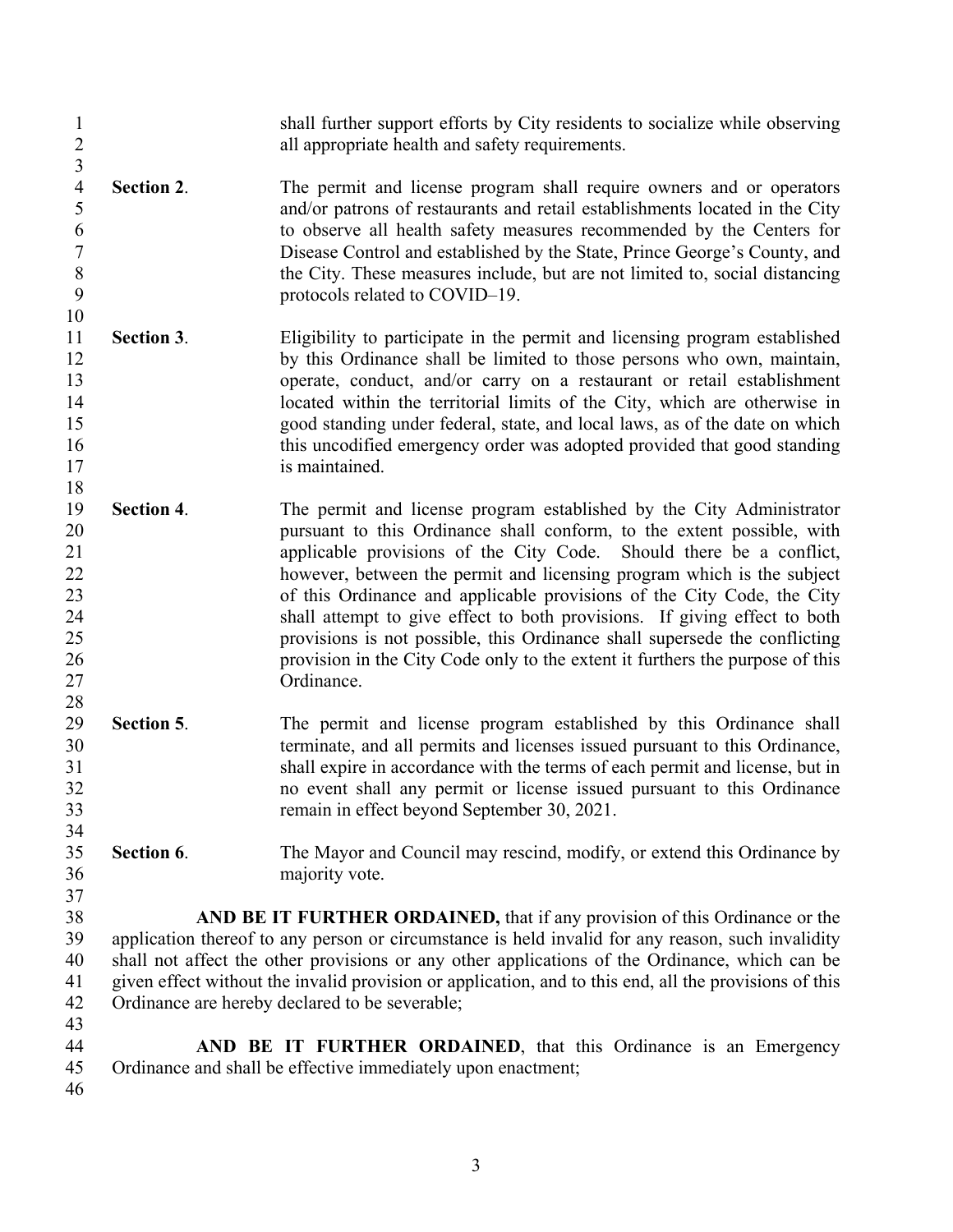shall further support efforts by City residents to socialize while observing all appropriate health and safety requirements.

**Section 2**. The permit and license program shall require owners and or operators and/or patrons of restaurants and retail establishments located in the City to observe all health safety measures recommended by the Centers for Disease Control and established by the State, Prince George's County, and the City. These measures include, but are not limited to, social distancing protocols related to COVID–19.

**Section 3**. Eligibility to participate in the permit and licensing program established by this Ordinance shall be limited to those persons who own, maintain, operate, conduct, and/or carry on a restaurant or retail establishment located within the territorial limits of the City, which are otherwise in good standing under federal, state, and local laws, as of the date on which this uncodified emergency order was adopted provided that good standing is maintained.

**Section 4**. The permit and license program established by the City Administrator pursuant to this Ordinance shall conform, to the extent possible, with applicable provisions of the City Code. Should there be a conflict, however, between the permit and licensing program which is the subject of this Ordinance and applicable provisions of the City Code, the City shall attempt to give effect to both provisions. If giving effect to both provisions is not possible, this Ordinance shall supersede the conflicting provision in the City Code only to the extent it furthers the purpose of this Ordinance.

**Section 5**. The permit and license program established by this Ordinance shall terminate, and all permits and licenses issued pursuant to this Ordinance, shall expire in accordance with the terms of each permit and license, but in no event shall any permit or license issued pursuant to this Ordinance remain in effect beyond September 30, 2021.

**Section 6**. The Mayor and Council may rescind, modify, or extend this Ordinance by majority vote.

**AND BE IT FURTHER ORDAINED,** that if any provision of this Ordinance or the application thereof to any person or circumstance is held invalid for any reason, such invalidity shall not affect the other provisions or any other applications of the Ordinance, which can be given effect without the invalid provision or application, and to this end, all the provisions of this Ordinance are hereby declared to be severable;

**AND BE IT FURTHER ORDAINED**, that this Ordinance is an Emergency Ordinance and shall be effective immediately upon enactment;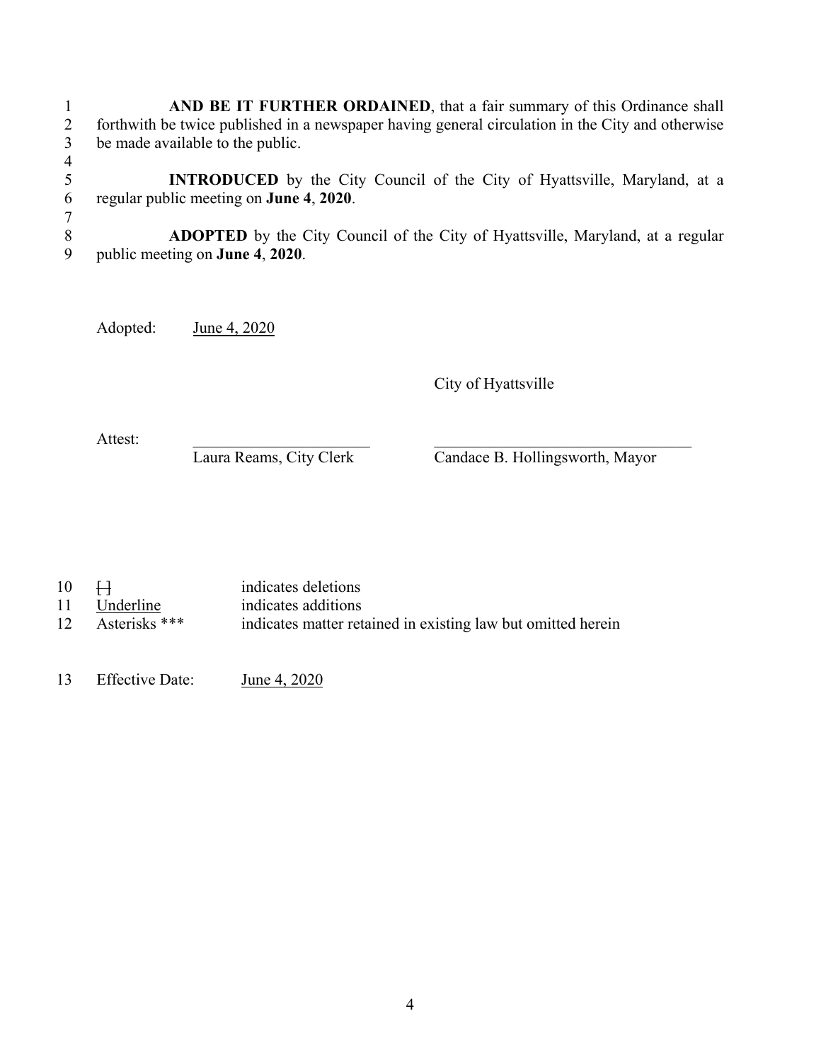**AND BE IT FURTHER ORDAINED**, that a fair summary of this Ordinance shall forthwith be twice published in a newspaper having general circulation in the City and otherwise be made available to the public.

**INTRODUCED** by the City Council of the City of Hyattsville, Maryland, at a regular public meeting on **June 4**, **2020**.

**ADOPTED** by the City Council of the City of Hyattsville, Maryland, at a regular public meeting on **June 4**, **2020**.

Adopted: June 4, 2020

City of Hyattsville

Attest:

\_\_\_\_\_\_\_\_\_\_\_\_\_\_\_\_\_\_\_\_\_\_\_\_
Laura Reams, City Clerk

\_\_\_\_\_\_\_\_\_\_\_\_\_\_\_\_\_\_\_\_\_\_\_\_\_\_\_\_\_\_\_\_
Candace B. Hollingsworth, Mayor

| | |
|---|---|
| ~~[ ]~~ | indicates deletions |
| Underline | indicates additions |
| Asterisks *** | indicates matter retained in existing law but omitted herein |

Effective Date: June 4, 2020